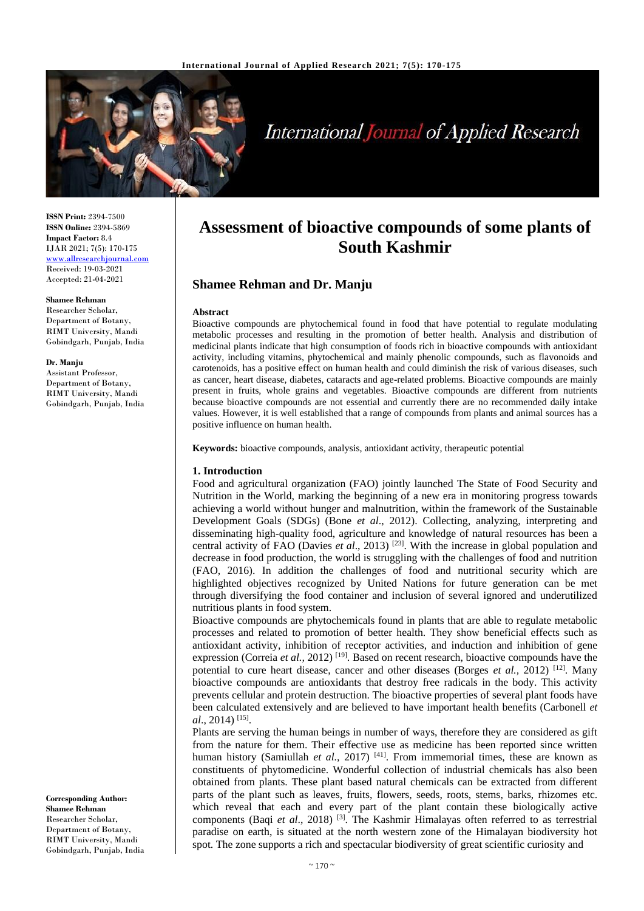# Assessment of bioactive compounds of some plants of South Kashmir

## Shamee Rehman and Dr. Manju

**ISSN Print:** 2394-7500
**ISSN Online:** 2394-5869
**Impact Factor:** 8.4
IJAR 2021; 7(5): 170-175
www.allresearchjournal.com
Received: 19-03-2021
Accepted: 21-04-2021

**Shamee Rehman**
Researcher Scholar, Department of Botany, RIMT University, Mandi Gobindgarh, Punjab, India

**Dr. Manju**
Assistant Professor, Department of Botany, RIMT University, Mandi Gobindgarh, Punjab, India

**Corresponding Author:**
**Shamee Rehman**
Researcher Scholar, Department of Botany, RIMT University, Mandi Gobindgarh, Punjab, India

### Abstract

Bioactive compounds are phytochemical found in food that have potential to regulate modulating metabolic processes and resulting in the promotion of better health. Analysis and distribution of medicinal plants indicate that high consumption of foods rich in bioactive compounds with antioxidant activity, including vitamins, phytochemical and mainly phenolic compounds, such as flavonoids and carotenoids, has a positive effect on human health and could diminish the risk of various diseases, such as cancer, heart disease, diabetes, cataracts and age-related problems. Bioactive compounds are mainly present in fruits, whole grains and vegetables. Bioactive compounds are different from nutrients because bioactive compounds are not essential and currently there are no recommended daily intake values. However, it is well established that a range of compounds from plants and animal sources has a positive influence on human health.

**Keywords:** bioactive compounds, analysis, antioxidant activity, therapeutic potential

### 1. Introduction

Food and agricultural organization (FAO) jointly launched The State of Food Security and Nutrition in the World, marking the beginning of a new era in monitoring progress towards achieving a world without hunger and malnutrition, within the framework of the Sustainable Development Goals (SDGs) (Bone *et al*., 2012). Collecting, analyzing, interpreting and disseminating high-quality food, agriculture and knowledge of natural resources has been a central activity of FAO (Davies *et al*., 2013) [23]. With the increase in global population and decrease in food production, the world is struggling with the challenges of food and nutrition (FAO, 2016). In addition the challenges of food and nutritional security which are highlighted objectives recognized by United Nations for future generation can be met through diversifying the food container and inclusion of several ignored and underutilized nutritious plants in food system.

Bioactive compounds are phytochemicals found in plants that are able to regulate metabolic processes and related to promotion of better health. They show beneficial effects such as antioxidant activity, inhibition of receptor activities, and induction and inhibition of gene expression (Correia *et al.,* 2012) [19]. Based on recent research, bioactive compounds have the potential to cure heart disease, cancer and other diseases (Borges *et al.,* 2012) [12]. Many bioactive compounds are antioxidants that destroy free radicals in the body. This activity prevents cellular and protein destruction. The bioactive properties of several plant foods have been calculated extensively and are believed to have important health benefits (Carbonell *et al*., 2014) [15].

Plants are serving the human beings in number of ways, therefore they are considered as gift from the nature for them. Their effective use as medicine has been reported since written human history (Samiullah *et al.,* 2017) [41]. From immemorial times, these are known as constituents of phytomedicine. Wonderful collection of industrial chemicals has also been obtained from plants. These plant based natural chemicals can be extracted from different parts of the plant such as leaves, fruits, flowers, seeds, roots, stems, barks, rhizomes etc. which reveal that each and every part of the plant contain these biologically active components (Baqi *et al*., 2018) [3]. The Kashmir Himalayas often referred to as terrestrial paradise on earth, is situated at the north western zone of the Himalayan biodiversity hot spot. The zone supports a rich and spectacular biodiversity of great scientific curiosity and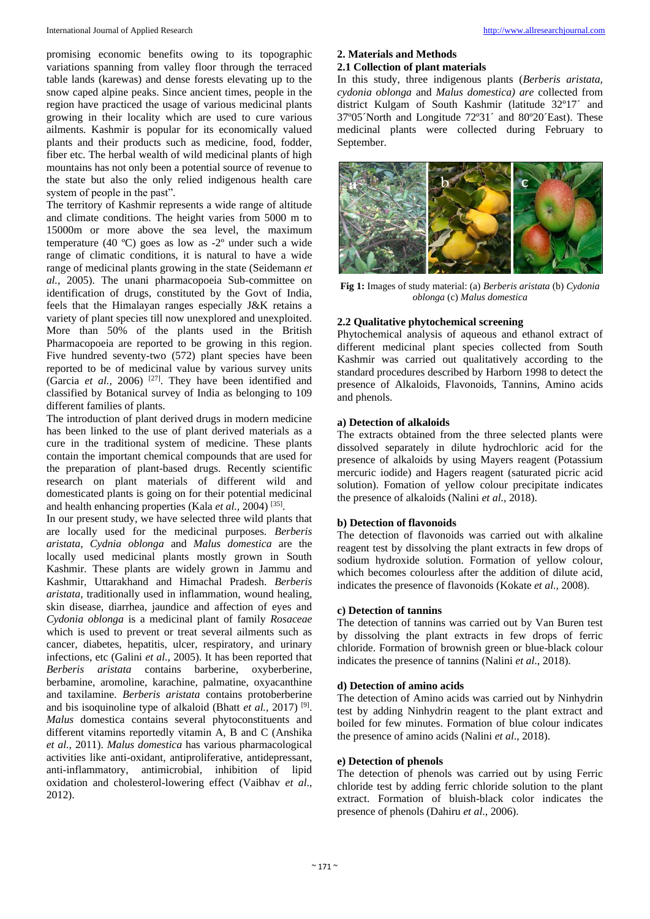promising economic benefits owing to its topographic variations spanning from valley floor through the terraced table lands (karewas) and dense forests elevating up to the snow caped alpine peaks. Since ancient times, people in the region have practiced the usage of various medicinal plants growing in their locality which are used to cure various ailments. Kashmir is popular for its economically valued plants and their products such as medicine, food, fodder, fiber etc. The herbal wealth of wild medicinal plants of high mountains has not only been a potential source of revenue to the state but also the only relied indigenous health care system of people in the past".

The territory of Kashmir represents a wide range of altitude and climate conditions. The height varies from 5000 m to 15000m or more above the sea level, the maximum temperature (40 ºC) goes as low as -2º under such a wide range of climatic conditions, it is natural to have a wide range of medicinal plants growing in the state (Seidemann *et al.,* 2005). The unani pharmacopoeia Sub-committee on identification of drugs, constituted by the Govt of India, feels that the Himalayan ranges especially J&K retains a variety of plant species till now unexplored and unexploited. More than 50% of the plants used in the British Pharmacopoeia are reported to be growing in this region. Five hundred seventy-two (572) plant species have been reported to be of medicinal value by various survey units (Garcia *et al.,* 2006) [27]. They have been identified and classified by Botanical survey of India as belonging to 109 different families of plants.

The introduction of plant derived drugs in modern medicine has been linked to the use of plant derived materials as a cure in the traditional system of medicine. These plants contain the important chemical compounds that are used for the preparation of plant-based drugs. Recently scientific research on plant materials of different wild and domesticated plants is going on for their potential medicinal and health enhancing properties (Kala *et al.,* 2004) [35].

In our present study, we have selected three wild plants that are locally used for the medicinal purposes. *Berberis aristata, Cydnia oblonga* and *Malus domestica* are the locally used medicinal plants mostly grown in South Kashmir. These plants are widely grown in Jammu and Kashmir, Uttarakhand and Himachal Pradesh. *Berberis aristata,* traditionally used in inflammation, wound healing, skin disease, diarrhea, jaundice and affection of eyes and *Cydonia oblonga* is a medicinal plant of family *Rosaceae* which is used to prevent or treat several ailments such as cancer, diabetes, hepatitis, ulcer, respiratory, and urinary infections, etc (Galini *et al.,* 2005). It has been reported that *Berberis aristata* contains barberine, oxyberberine, berbamine, aromoline, karachine, palmatine, oxyacanthine and taxilamine. *Berberis aristata* contains protoberberine and bis isoquinoline type of alkaloid (Bhatt *et al.,* 2017) [9]. *Malus* domestica contains several phytoconstituents and different vitamins reportedly vitamin A, B and C (Anshika *et al.,* 2011). *Malus domestica* has various pharmacological activities like anti-oxidant, antiproliferative, antidepressant, anti-inflammatory, antimicrobial, inhibition of lipid oxidation and cholesterol-lowering effect (Vaibhav *et al*., 2012).

## 2. Materials and Methods

### 2.1 Collection of plant materials

In this study, three indigenous plants (*Berberis aristata, cydonia oblonga* and *Malus domestica) are* collected from district Kulgam of South Kashmir (latitude 32º17´ and 37º05´North and Longitude 72º31´ and 80º20´East). These medicinal plants were collected during February to September.

**Fig 1:** Images of study material: (a) *Berberis aristata* (b) *Cydonia oblonga* (c) *Malus domestica*

### 2.2 Qualitative phytochemical screening

Phytochemical analysis of aqueous and ethanol extract of different medicinal plant species collected from South Kashmir was carried out qualitatively according to the standard procedures described by Harborn 1998 to detect the presence of Alkaloids, Flavonoids, Tannins, Amino acids and phenols.

#### a) Detection of alkaloids

The extracts obtained from the three selected plants were dissolved separately in dilute hydrochloric acid for the presence of alkaloids by using Mayers reagent (Potassium mercuric iodide) and Hagers reagent (saturated picric acid solution). Fomation of yellow colour precipitate indicates the presence of alkaloids (Nalini *et al.,* 2018).

#### b) Detection of flavonoids

The detection of flavonoids was carried out with alkaline reagent test by dissolving the plant extracts in few drops of sodium hydroxide solution. Formation of yellow colour, which becomes colourless after the addition of dilute acid, indicates the presence of flavonoids (Kokate *et al.,* 2008).

#### c) Detection of tannins

The detection of tannins was carried out by Van Buren test by dissolving the plant extracts in few drops of ferric chloride. Formation of brownish green or blue-black colour indicates the presence of tannins (Nalini *et al*., 2018).

#### d) Detection of amino acids

The detection of Amino acids was carried out by Ninhydrin test by adding Ninhydrin reagent to the plant extract and boiled for few minutes. Formation of blue colour indicates the presence of amino acids (Nalini *et al*., 2018).

#### e) Detection of phenols

The detection of phenols was carried out by using Ferric chloride test by adding ferric chloride solution to the plant extract. Formation of bluish-black color indicates the presence of phenols (Dahiru *et al*., 2006).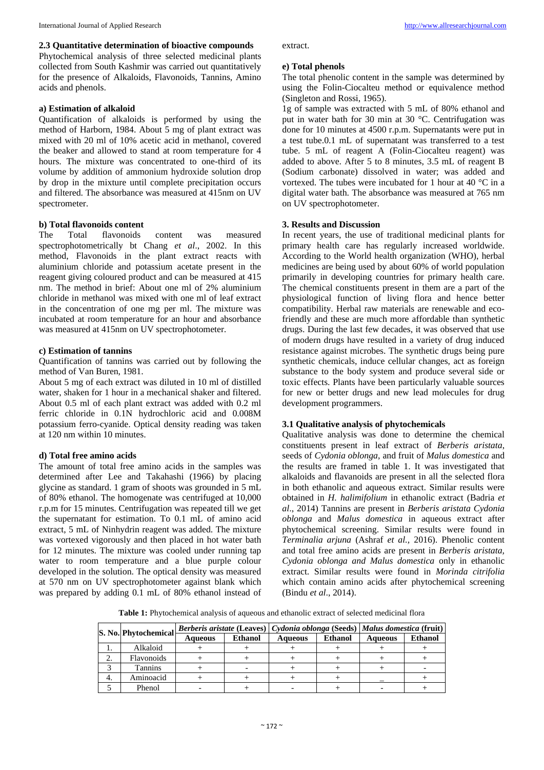### 2.3 Quantitative determination of bioactive compounds

Phytochemical analysis of three selected medicinal plants collected from South Kashmir was carried out quantitatively for the presence of Alkaloids, Flavonoids, Tannins, Amino acids and phenols.

#### a) Estimation of alkaloid

Quantification of alkaloids is performed by using the method of Harborn, 1984. About 5 mg of plant extract was mixed with 20 ml of 10% acetic acid in methanol, covered the beaker and allowed to stand at room temperature for 4 hours. The mixture was concentrated to one-third of its volume by addition of ammonium hydroxide solution drop by drop in the mixture until complete precipitation occurs and filtered. The absorbance was measured at 415nm on UV spectrometer.

#### b) Total flavonoids content

The Total flavonoids content was measured spectrophotometrically bt Chang *et al*., 2002. In this method, Flavonoids in the plant extract reacts with aluminium chloride and potassium acetate present in the reagent giving coloured product and can be measured at 415 nm. The method in brief: About one ml of 2% aluminium chloride in methanol was mixed with one ml of leaf extract in the concentration of one mg per ml. The mixture was incubated at room temperature for an hour and absorbance was measured at 415nm on UV spectrophotometer.

#### c) Estimation of tannins

Quantification of tannins was carried out by following the method of Van Buren, 1981.

About 5 mg of each extract was diluted in 10 ml of distilled water, shaken for 1 hour in a mechanical shaker and filtered. About 0.5 ml of each plant extract was added with 0.2 ml ferric chloride in 0.1N hydrochloric acid and 0.008M potassium ferro-cyanide. Optical density reading was taken at 120 nm within 10 minutes.

#### d) Total free amino acids

The amount of total free amino acids in the samples was determined after Lee and Takahashi (1966) by placing glycine as standard. 1 gram of shoots was grounded in 5 mL of 80% ethanol. The homogenate was centrifuged at 10,000 r.p.m for 15 minutes. Centrifugation was repeated till we get the supernatant for estimation. To 0.1 mL of amino acid extract, 5 mL of Ninhydrin reagent was added. The mixture was vortexed vigorously and then placed in hot water bath for 12 minutes. The mixture was cooled under running tap water to room temperature and a blue purple colour developed in the solution. The optical density was measured at 570 nm on UV spectrophotometer against blank which was prepared by adding 0.1 mL of 80% ethanol instead of extract.

#### e) Total phenols

The total phenolic content in the sample was determined by using the Folin-Ciocalteu method or equivalence method (Singleton and Rossi, 1965).

1g of sample was extracted with 5 mL of 80% ethanol and put in water bath for 30 min at 30 °C. Centrifugation was done for 10 minutes at 4500 r.p.m. Supernatants were put in a test tube.0.1 mL of supernatant was transferred to a test tube. 5 mL of reagent A (Folin-Ciocalteu reagent) was added to above. After 5 to 8 minutes, 3.5 mL of reagent B (Sodium carbonate) dissolved in water; was added and vortexed. The tubes were incubated for 1 hour at 40 °C in a digital water bath. The absorbance was measured at 765 nm on UV spectrophotometer.

## 3. Results and Discussion

In recent years, the use of traditional medicinal plants for primary health care has regularly increased worldwide. According to the World health organization (WHO), herbal medicines are being used by about 60% of world population primarily in developing countries for primary health care. The chemical constituents present in them are a part of the physiological function of living flora and hence better compatibility. Herbal raw materials are renewable and eco-friendly and these are much more affordable than synthetic drugs. During the last few decades, it was observed that use of modern drugs have resulted in a variety of drug induced resistance against microbes. The synthetic drugs being pure synthetic chemicals, induce cellular changes, act as foreign substance to the body system and produce several side or toxic effects. Plants have been particularly valuable sources for new or better drugs and new lead molecules for drug development programmers.

### 3.1 Qualitative analysis of phytochemicals

Qualitative analysis was done to determine the chemical constituents present in leaf extract of *Berberis aristata*, seeds of *Cydonia oblonga*, and fruit of *Malus domestica* and the results are framed in table 1. It was investigated that alkaloids and flavanoids are present in all the selected flora in both ethanolic and aqueous extract. Similar results were obtained in *H. halimifolium* in ethanolic extract (Badria *et al*., 2014) Tannins are present in *Berberis aristata Cydonia oblonga* and *Malus domestica* in aqueous extract after phytochemical screening. Similar results were found in *Terminalia arjuna* (Ashraf *et al.,* 2016). Phenolic content and total free amino acids are present in *Berberis aristata, Cydonia oblonga and Malus domestica* only in ethanolic extract. Similar results were found in *Morinda citrifolia* which contain amino acids after phytochemical screening (Bindu *et al*., 2014).

**Table 1:** Phytochemical analysis of aqueous and ethanolic extract of selected medicinal flora

| S. No. | Phytochemical | *Berberis aristate* (Leaves) | | *Cydonia oblonga* (Seeds) | | *Malus domestica* (fruit) | |
|---|---|---|---|---|---|---|---|
| | | Aqueous | Ethanol | Aqueous | Ethanol | Aqueous | Ethanol |
| 1. | Alkaloid | + | + | + | + | + | + |
| 2. | Flavonoids | + | + | + | + | + | + |
| 3 | Tannins | + | - | + | + | + | - |
| 4. | Aminoacid | + | + | + | + | _ | + |
| 5 | Phenol | - | + | - | + | - | + |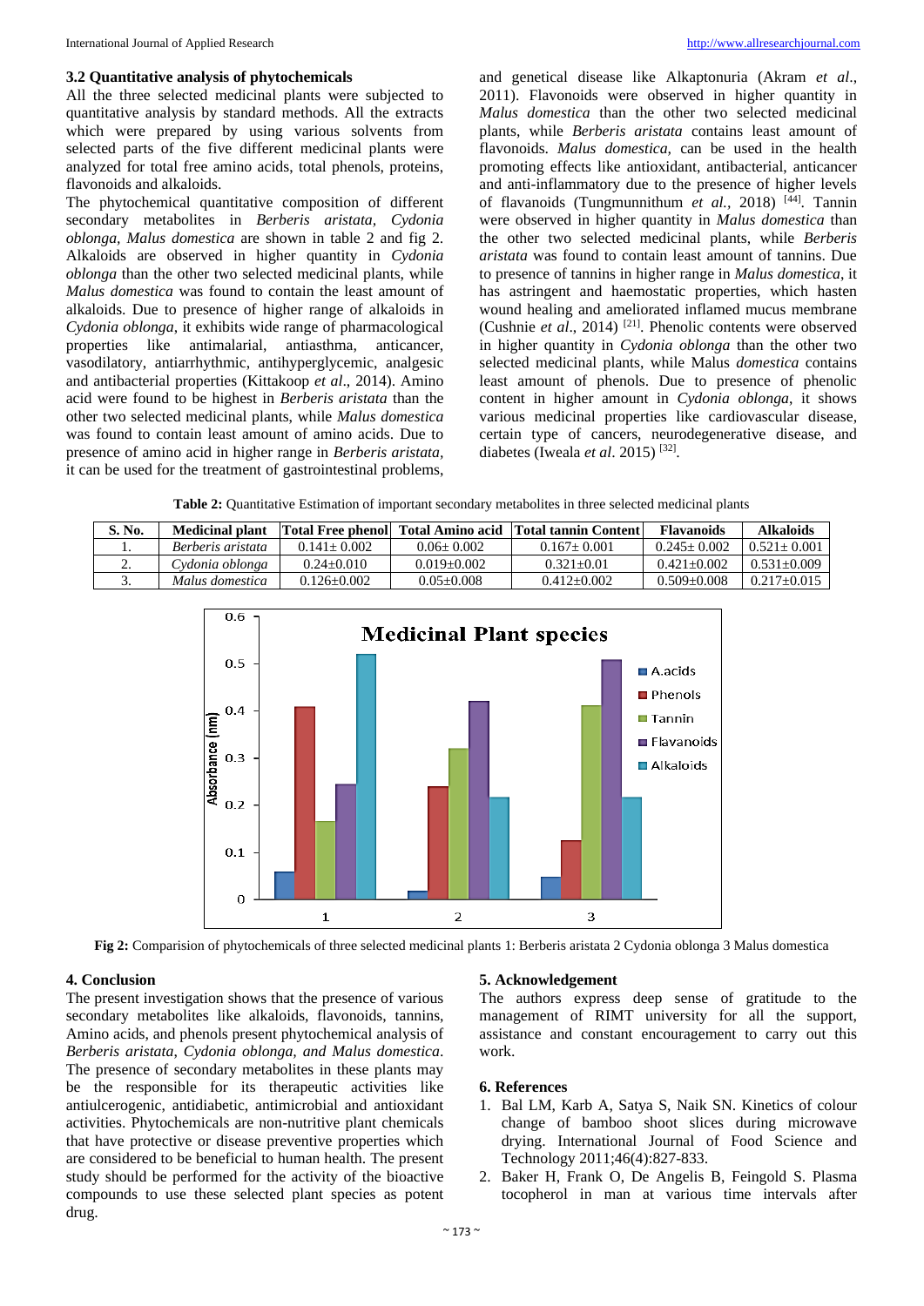### 3.2 Quantitative analysis of phytochemicals

All the three selected medicinal plants were subjected to quantitative analysis by standard methods. All the extracts which were prepared by using various solvents from selected parts of the five different medicinal plants were analyzed for total free amino acids, total phenols, proteins, flavonoids and alkaloids.

The phytochemical quantitative composition of different secondary metabolites in *Berberis aristata, Cydonia oblonga, Malus domestica* are shown in table 2 and fig 2. Alkaloids are observed in higher quantity in *Cydonia oblonga* than the other two selected medicinal plants, while *Malus domestica* was found to contain the least amount of alkaloids. Due to presence of higher range of alkaloids in *Cydonia oblonga*, it exhibits wide range of pharmacological properties like antimalarial, antiasthma, anticancer, vasodilatory, antiarrhythmic, antihyperglycemic, analgesic and antibacterial properties (Kittakoop *et al*., 2014). Amino acid were found to be highest in *Berberis aristata* than the other two selected medicinal plants, while *Malus domestica* was found to contain least amount of amino acids. Due to presence of amino acid in higher range in *Berberis aristata*, it can be used for the treatment of gastrointestinal problems, and genetical disease like Alkaptonuria (Akram *et al*., 2011). Flavonoids were observed in higher quantity in *Malus domestica* than the other two selected medicinal plants, while *Berberis aristata* contains least amount of flavonoids. *Malus domestica,* can be used in the health promoting effects like antioxidant, antibacterial, anticancer and anti-inflammatory due to the presence of higher levels of flavanoids (Tungmunnithum *et al.*, 2018) [44]. Tannin were observed in higher quantity in *Malus domestica* than the other two selected medicinal plants, while *Berberis aristata* was found to contain least amount of tannins. Due to presence of tannins in higher range in *Malus domestica*, it has astringent and haemostatic properties, which hasten wound healing and ameliorated inflamed mucus membrane (Cushnie *et al*., 2014) [21]. Phenolic contents were observed in higher quantity in *Cydonia oblonga* than the other two selected medicinal plants, while Malus *domestica* contains least amount of phenols. Due to presence of phenolic content in higher amount in *Cydonia oblonga*, it shows various medicinal properties like cardiovascular disease, certain type of cancers, neurodegenerative disease, and diabetes (Iweala *et al*. 2015) [32].

**Table 2:** Quantitative Estimation of important secondary metabolites in three selected medicinal plants

| S. No. | Medicinal plant | Total Free phenol | Total Amino acid | Total tannin Content | Flavanoids | Alkaloids |
|---|---|---|---|---|---|---|
| 1. | *Berberis aristata* | 0.141± 0.002 | 0.06± 0.002 | 0.167± 0.001 | 0.245± 0.002 | 0.521± 0.001 |
| 2. | *Cydonia oblonga* | 0.24±0.010 | 0.019±0.002 | 0.321±0.01 | 0.421±0.002 | 0.531±0.009 |
| 3. | *Malus domestica* | 0.126±0.002 | 0.05±0.008 | 0.412±0.002 | 0.509±0.008 | 0.217±0.015 |

**Fig 2:** Comparision of phytochemicals of three selected medicinal plants 1: Berberis aristata 2 Cydonia oblonga 3 Malus domestica

## 4. Conclusion

The present investigation shows that the presence of various secondary metabolites like alkaloids, flavonoids, tannins, Amino acids, and phenols present phytochemical analysis of *Berberis aristata*, *Cydonia oblonga, and Malus domestica*. The presence of secondary metabolites in these plants may be the responsible for its therapeutic activities like antiulcerogenic, antidiabetic, antimicrobial and antioxidant activities. Phytochemicals are non-nutritive plant chemicals that have protective or disease preventive properties which are considered to be beneficial to human health. The present study should be performed for the activity of the bioactive compounds to use these selected plant species as potent drug.

## 5. Acknowledgement

The authors express deep sense of gratitude to the management of RIMT university for all the support, assistance and constant encouragement to carry out this work.

## 6. References

1. Bal LM, Karb A, Satya S, Naik SN. Kinetics of colour change of bamboo shoot slices during microwave drying. International Journal of Food Science and Technology 2011;46(4):827-833.
2. Baker H, Frank O, De Angelis B, Feingold S. Plasma tocopherol in man at various time intervals after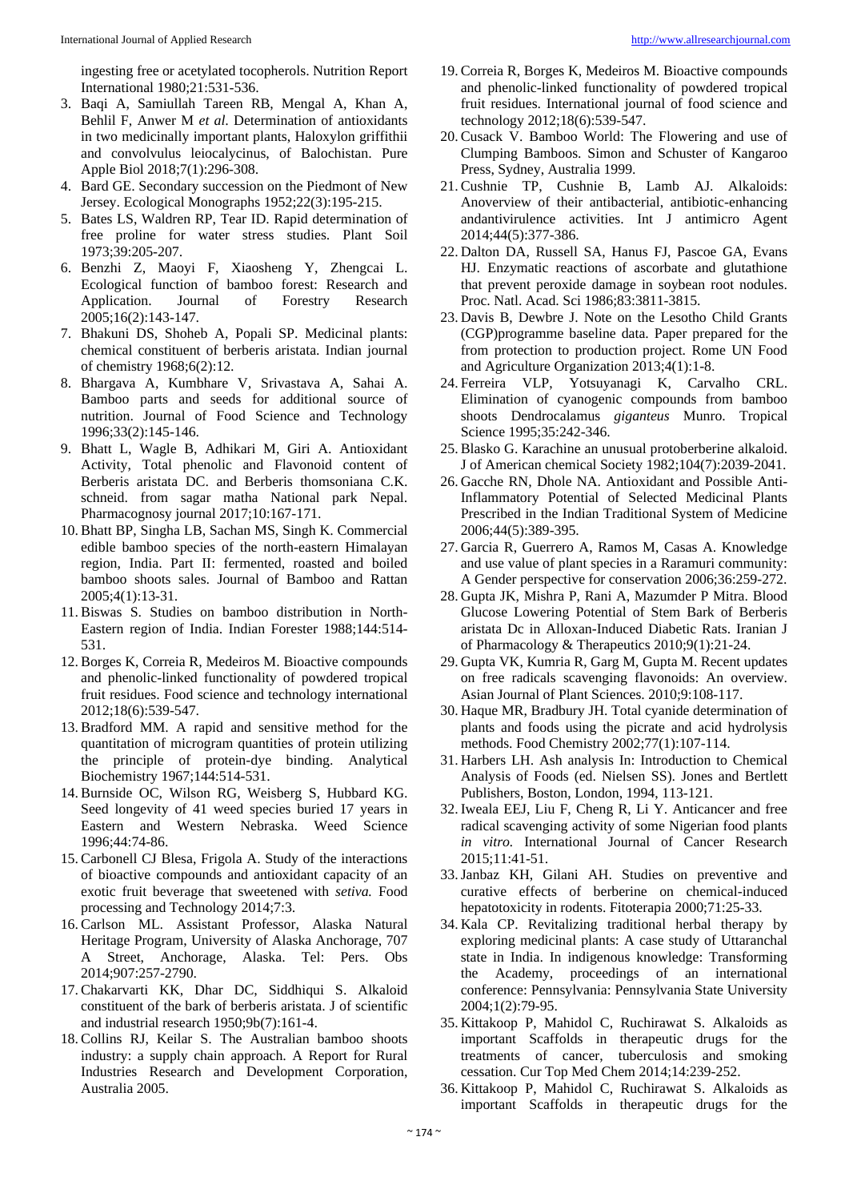ingesting free or acetylated tocopherols. Nutrition Report International 1980;21:531-536.

3. Baqi A, Samiullah Tareen RB, Mengal A, Khan A, Behlil F, Anwer M *et al.* Determination of antioxidants in two medicinally important plants, Haloxylon griffithii and convolvulus leiocalycinus, of Balochistan. Pure Apple Biol 2018;7(1):296-308.
4. Bard GE. Secondary succession on the Piedmont of New Jersey. Ecological Monographs 1952;22(3):195-215.
5. Bates LS, Waldren RP, Tear ID. Rapid determination of free proline for water stress studies. Plant Soil 1973;39:205-207.
6. Benzhi Z, Maoyi F, Xiaosheng Y, Zhengcai L. Ecological function of bamboo forest: Research and Application. Journal of Forestry Research 2005;16(2):143-147.
7. Bhakuni DS, Shoheb A, Popali SP. Medicinal plants: chemical constituent of berberis aristata. Indian journal of chemistry 1968;6(2):12.
8. Bhargava A, Kumbhare V, Srivastava A, Sahai A. Bamboo parts and seeds for additional source of nutrition. Journal of Food Science and Technology 1996;33(2):145-146.
9. Bhatt L, Wagle B, Adhikari M, Giri A. Antioxidant Activity, Total phenolic and Flavonoid content of Berberis aristata DC. and Berberis thomsoniana C.K. schneid. from sagar matha National park Nepal. Pharmacognosy journal 2017;10:167-171.
10. Bhatt BP, Singha LB, Sachan MS, Singh K. Commercial edible bamboo species of the north-eastern Himalayan region, India. Part II: fermented, roasted and boiled bamboo shoots sales. Journal of Bamboo and Rattan 2005;4(1):13-31.
11. Biswas S. Studies on bamboo distribution in North-Eastern region of India. Indian Forester 1988;144:514-531.
12. Borges K, Correia R, Medeiros M. Bioactive compounds and phenolic-linked functionality of powdered tropical fruit residues. Food science and technology international 2012;18(6):539-547.
13. Bradford MM. A rapid and sensitive method for the quantitation of microgram quantities of protein utilizing the principle of protein-dye binding. Analytical Biochemistry 1967;144:514-531.
14. Burnside OC, Wilson RG, Weisberg S, Hubbard KG. Seed longevity of 41 weed species buried 17 years in Eastern and Western Nebraska. Weed Science 1996;44:74-86.
15. Carbonell CJ Blesa, Frigola A. Study of the interactions of bioactive compounds and antioxidant capacity of an exotic fruit beverage that sweetened with *setiva.* Food processing and Technology 2014;7:3.
16. Carlson ML. Assistant Professor, Alaska Natural Heritage Program, University of Alaska Anchorage, 707 A Street, Anchorage, Alaska. Tel: Pers. Obs 2014;907:257-2790.
17. Chakarvarti KK, Dhar DC, Siddhiqui S. Alkaloid constituent of the bark of berberis aristata. J of scientific and industrial research 1950;9b(7):161-4.
18. Collins RJ, Keilar S. The Australian bamboo shoots industry: a supply chain approach. A Report for Rural Industries Research and Development Corporation, Australia 2005.
19. Correia R, Borges K, Medeiros M. Bioactive compounds and phenolic-linked functionality of powdered tropical fruit residues. International journal of food science and technology 2012;18(6):539-547.
20. Cusack V. Bamboo World: The Flowering and use of Clumping Bamboos. Simon and Schuster of Kangaroo Press, Sydney, Australia 1999.
21. Cushnie TP, Cushnie B, Lamb AJ. Alkaloids: Anoverview of their antibacterial, antibiotic-enhancing andantivirulence activities. Int J antimicro Agent 2014;44(5):377-386.
22. Dalton DA, Russell SA, Hanus FJ, Pascoe GA, Evans HJ. Enzymatic reactions of ascorbate and glutathione that prevent peroxide damage in soybean root nodules. Proc. Natl. Acad. Sci 1986;83:3811-3815.
23. Davis B, Dewbre J. Note on the Lesotho Child Grants (CGP)programme baseline data. Paper prepared for the from protection to production project. Rome UN Food and Agriculture Organization 2013;4(1):1-8.
24. Ferreira VLP, Yotsuyanagi K, Carvalho CRL. Elimination of cyanogenic compounds from bamboo shoots Dendrocalamus *giganteus* Munro. Tropical Science 1995;35:242-346.
25. Blasko G. Karachine an unusual protoberberine alkaloid. J of American chemical Society 1982;104(7):2039-2041.
26. Gacche RN, Dhole NA. Antioxidant and Possible Anti-Inflammatory Potential of Selected Medicinal Plants Prescribed in the Indian Traditional System of Medicine 2006;44(5):389-395.
27. Garcia R, Guerrero A, Ramos M, Casas A. Knowledge and use value of plant species in a Raramuri community: A Gender perspective for conservation 2006;36:259-272.
28. Gupta JK, Mishra P, Rani A, Mazumder P Mitra. Blood Glucose Lowering Potential of Stem Bark of Berberis aristata Dc in Alloxan-Induced Diabetic Rats. Iranian J of Pharmacology & Therapeutics 2010;9(1):21-24.
29. Gupta VK, Kumria R, Garg M, Gupta M. Recent updates on free radicals scavenging flavonoids: An overview. Asian Journal of Plant Sciences. 2010;9:108-117.
30. Haque MR, Bradbury JH. Total cyanide determination of plants and foods using the picrate and acid hydrolysis methods. Food Chemistry 2002;77(1):107-114.
31. Harbers LH. Ash analysis In: Introduction to Chemical Analysis of Foods (ed. Nielsen SS). Jones and Bertlett Publishers, Boston, London, 1994, 113-121.
32. Iweala EEJ, Liu F, Cheng R, Li Y. Anticancer and free radical scavenging activity of some Nigerian food plants *in vitro.* International Journal of Cancer Research 2015;11:41-51.
33. Janbaz KH, Gilani AH. Studies on preventive and curative effects of berberine on chemical-induced hepatotoxicity in rodents. Fitoterapia 2000;71:25-33.
34. Kala CP. Revitalizing traditional herbal therapy by exploring medicinal plants: A case study of Uttaranchal state in India. In indigenous knowledge: Transforming the Academy, proceedings of an international conference: Pennsylvania: Pennsylvania State University 2004;1(2):79-95.
35. Kittakoop P, Mahidol C, Ruchirawat S. Alkaloids as important Scaffolds in therapeutic drugs for the treatments of cancer, tuberculosis and smoking cessation. Cur Top Med Chem 2014;14:239-252.
36. Kittakoop P, Mahidol C, Ruchirawat S. Alkaloids as important Scaffolds in therapeutic drugs for the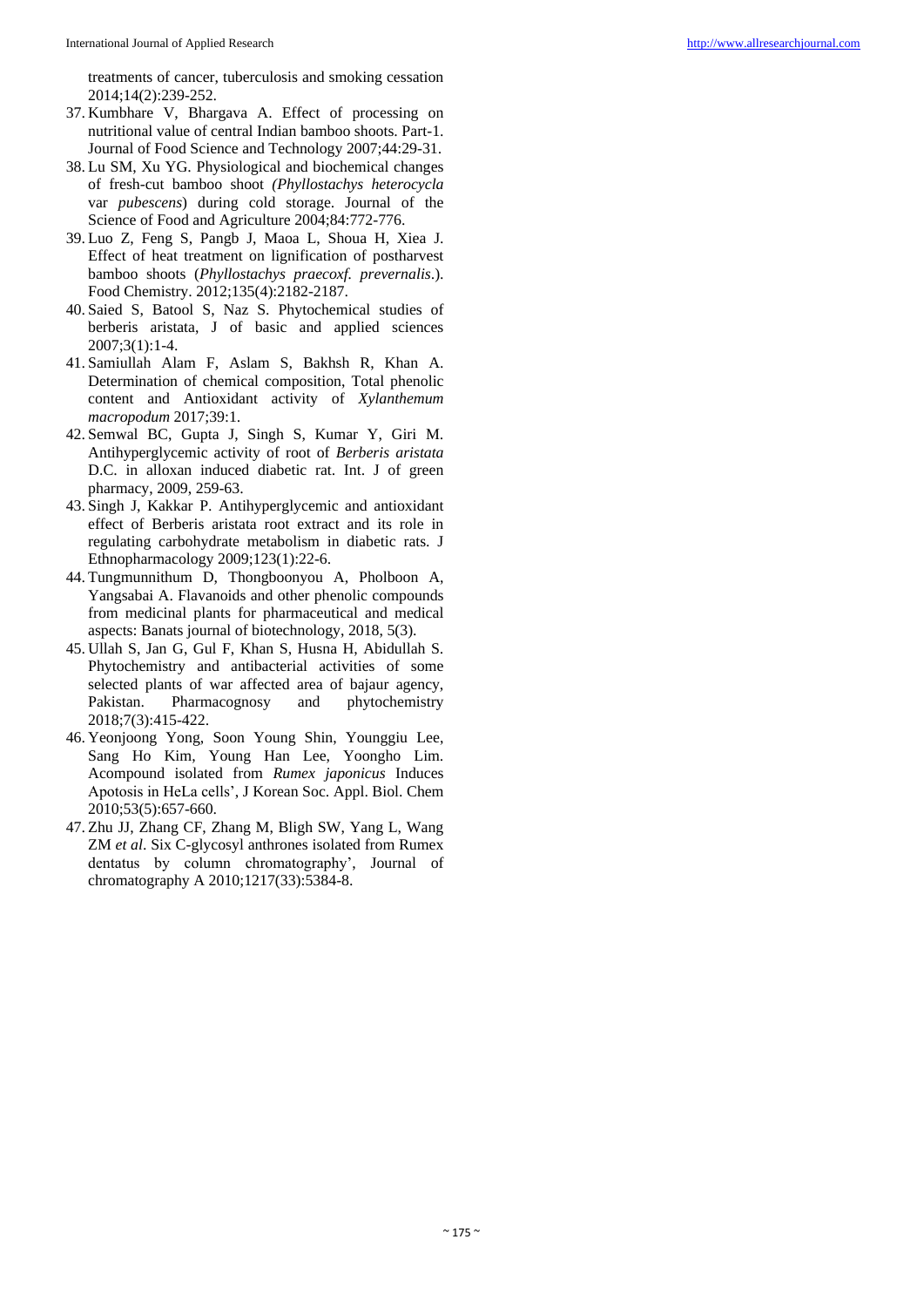treatments of cancer, tuberculosis and smoking cessation 2014;14(2):239-252.

37. Kumbhare V, Bhargava A. Effect of processing on nutritional value of central Indian bamboo shoots. Part-1. Journal of Food Science and Technology 2007;44:29-31.
38. Lu SM, Xu YG. Physiological and biochemical changes of fresh-cut bamboo shoot *(Phyllostachys heterocycla* var *pubescens*) during cold storage. Journal of the Science of Food and Agriculture 2004;84:772-776.
39. Luo Z, Feng S, Pangb J, Maoa L, Shoua H, Xiea J. Effect of heat treatment on lignification of postharvest bamboo shoots (*Phyllostachys praecoxf. prevernalis*.). Food Chemistry. 2012;135(4):2182-2187.
40. Saied S, Batool S, Naz S. Phytochemical studies of berberis aristata, J of basic and applied sciences 2007;3(1):1-4.
41. Samiullah Alam F, Aslam S, Bakhsh R, Khan A. Determination of chemical composition, Total phenolic content and Antioxidant activity of *Xylanthemum macropodum* 2017;39:1.
42. Semwal BC, Gupta J, Singh S, Kumar Y, Giri M. Antihyperglycemic activity of root of *Berberis aristata* D.C. in alloxan induced diabetic rat. Int. J of green pharmacy, 2009, 259-63.
43. Singh J, Kakkar P. Antihyperglycemic and antioxidant effect of Berberis aristata root extract and its role in regulating carbohydrate metabolism in diabetic rats. J Ethnopharmacology 2009;123(1):22-6.
44. Tungmunnithum D, Thongboonyou A, Pholboon A, Yangsabai A. Flavanoids and other phenolic compounds from medicinal plants for pharmaceutical and medical aspects: Banats journal of biotechnology, 2018, 5(3).
45. Ullah S, Jan G, Gul F, Khan S, Husna H, Abidullah S. Phytochemistry and antibacterial activities of some selected plants of war affected area of bajaur agency, Pakistan. Pharmacognosy and phytochemistry 2018;7(3):415-422.
46. Yeonjoong Yong, Soon Young Shin, Younggiu Lee, Sang Ho Kim, Young Han Lee, Yoongho Lim. Acompound isolated from *Rumex japonicus* Induces Apotosis in HeLa cells', J Korean Soc. Appl. Biol. Chem 2010;53(5):657-660.
47. Zhu JJ, Zhang CF, Zhang M, Bligh SW, Yang L, Wang ZM *et al*. Six C-glycosyl anthrones isolated from Rumex dentatus by column chromatography', Journal of chromatography A 2010;1217(33):5384-8.